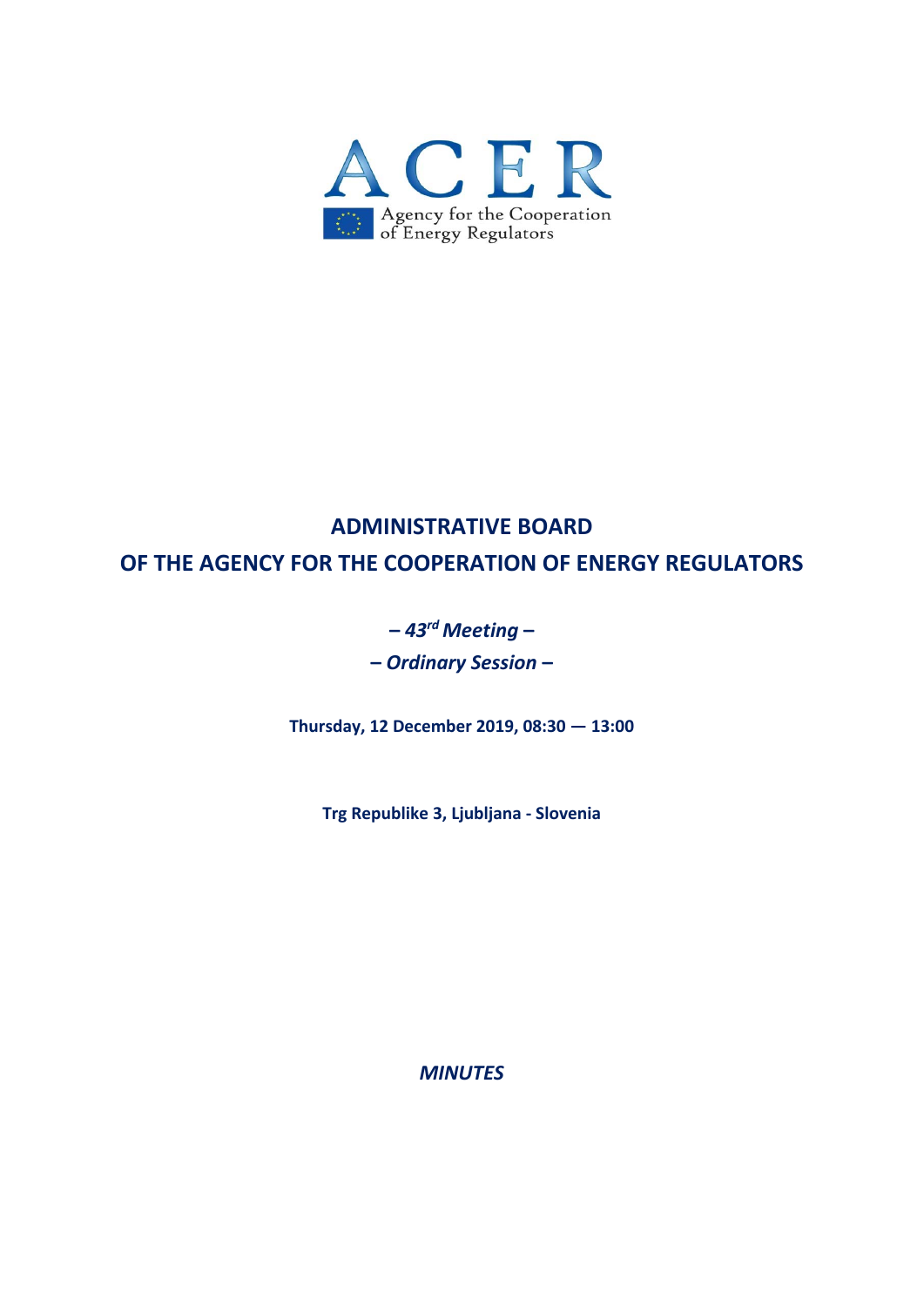ACER

Agency for the Cooperation of Energy Regulators

# ADMINISTRATIVE BOARD
# OF THE AGENCY FOR THE COOPERATION OF ENERGY REGULATORS

***– 43rd Meeting –***

***– Ordinary Session –***

**Thursday, 12 December 2019, 08:30 — 13:00**

**Trg Republike 3, Ljubljana - Slovenia**

***MINUTES***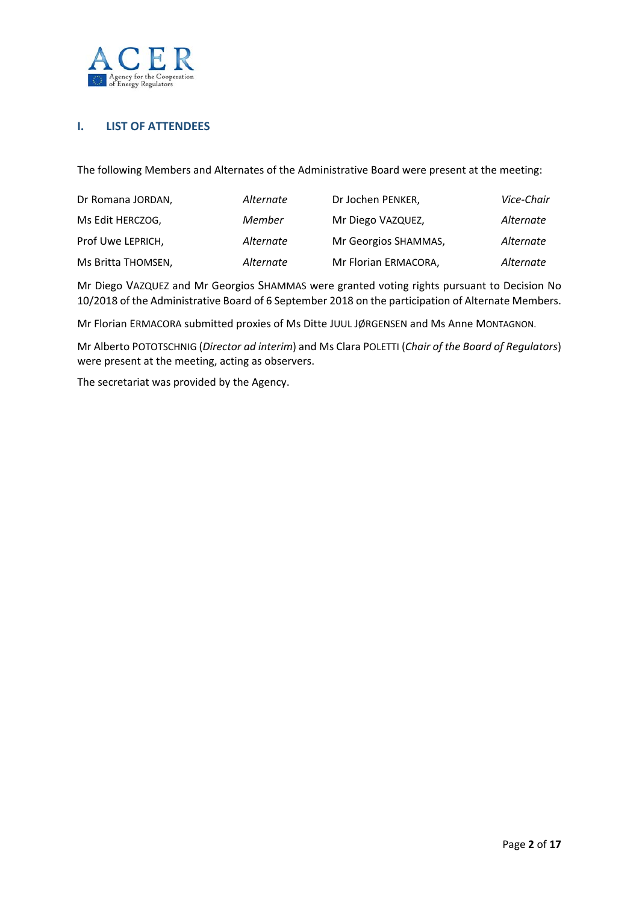## I. LIST OF ATTENDEES

The following Members and Alternates of the Administrative Board were present at the meeting:

| | | | |
|---|---|---|---|
| Dr Romana JORDAN, | *Alternate* | Dr Jochen PENKER, | *Vice-Chair* |
| Ms Edit HERCZOG, | *Member* | Mr Diego VAZQUEZ, | *Alternate* |
| Prof Uwe LEPRICH, | *Alternate* | Mr Georgios SHAMMAS, | *Alternate* |
| Ms Britta THOMSEN, | *Alternate* | Mr Florian ERMACORA, | *Alternate* |

Mr Diego VAZQUEZ and Mr Georgios SHAMMAS were granted voting rights pursuant to Decision No 10/2018 of the Administrative Board of 6 September 2018 on the participation of Alternate Members.

Mr Florian ERMACORA submitted proxies of Ms Ditte JUUL JØRGENSEN and Ms Anne MONTAGNON.

Mr Alberto POTOTSCHNIG (*Director ad interim*) and Ms Clara POLETTI (*Chair of the Board of Regulators*) were present at the meeting, acting as observers.

The secretariat was provided by the Agency.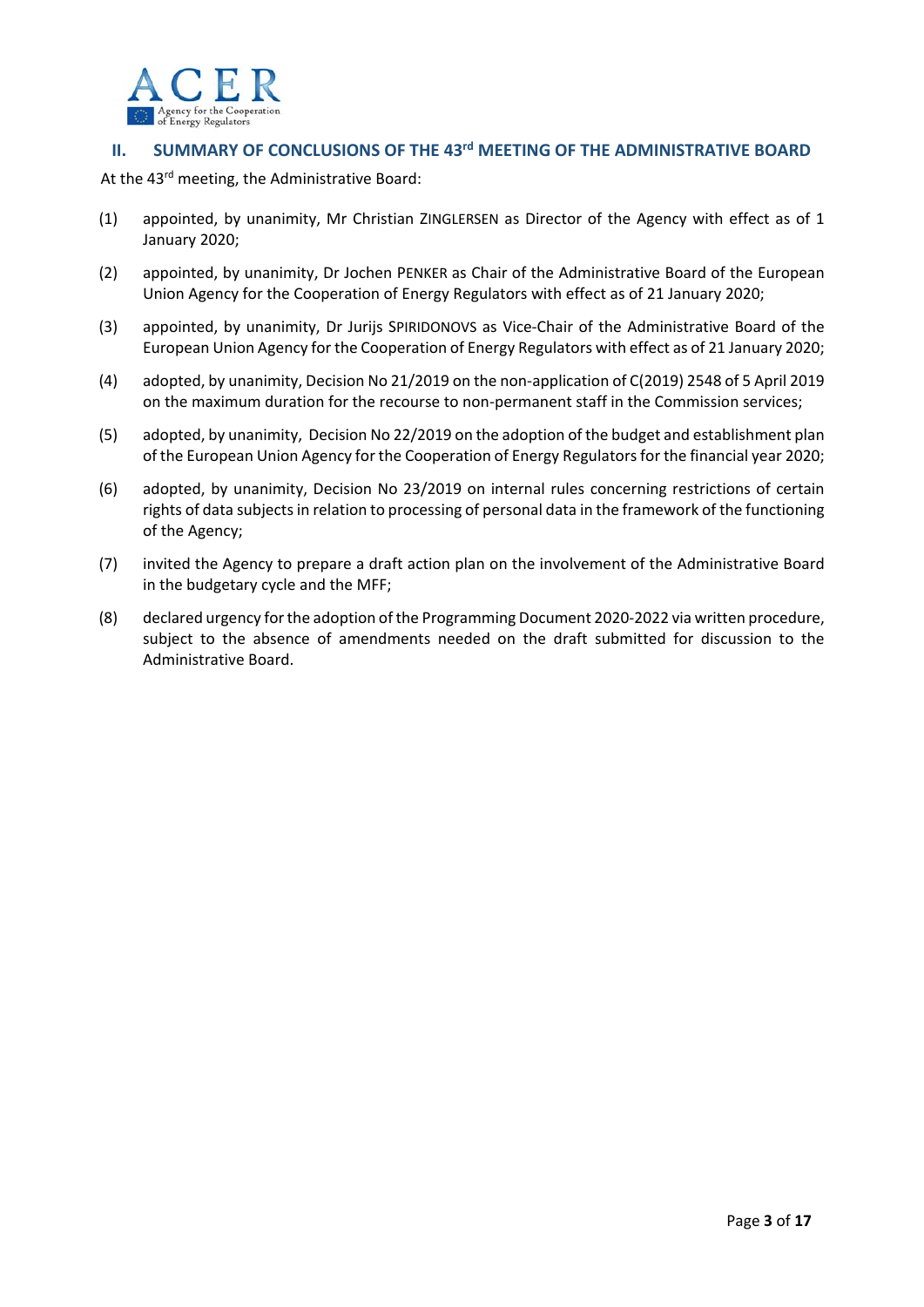## II. SUMMARY OF CONCLUSIONS OF THE 43rd MEETING OF THE ADMINISTRATIVE BOARD

At the 43rd meeting, the Administrative Board:

(1) appointed, by unanimity, Mr Christian ZINGLERSEN as Director of the Agency with effect as of 1 January 2020;

(2) appointed, by unanimity, Dr Jochen PENKER as Chair of the Administrative Board of the European Union Agency for the Cooperation of Energy Regulators with effect as of 21 January 2020;

(3) appointed, by unanimity, Dr Jurijs SPIRIDONOVS as Vice-Chair of the Administrative Board of the European Union Agency for the Cooperation of Energy Regulators with effect as of 21 January 2020;

(4) adopted, by unanimity, Decision No 21/2019 on the non-application of C(2019) 2548 of 5 April 2019 on the maximum duration for the recourse to non-permanent staff in the Commission services;

(5) adopted, by unanimity, Decision No 22/2019 on the adoption of the budget and establishment plan of the European Union Agency for the Cooperation of Energy Regulators for the financial year 2020;

(6) adopted, by unanimity, Decision No 23/2019 on internal rules concerning restrictions of certain rights of data subjects in relation to processing of personal data in the framework of the functioning of the Agency;

(7) invited the Agency to prepare a draft action plan on the involvement of the Administrative Board in the budgetary cycle and the MFF;

(8) declared urgency for the adoption of the Programming Document 2020-2022 via written procedure, subject to the absence of amendments needed on the draft submitted for discussion to the Administrative Board.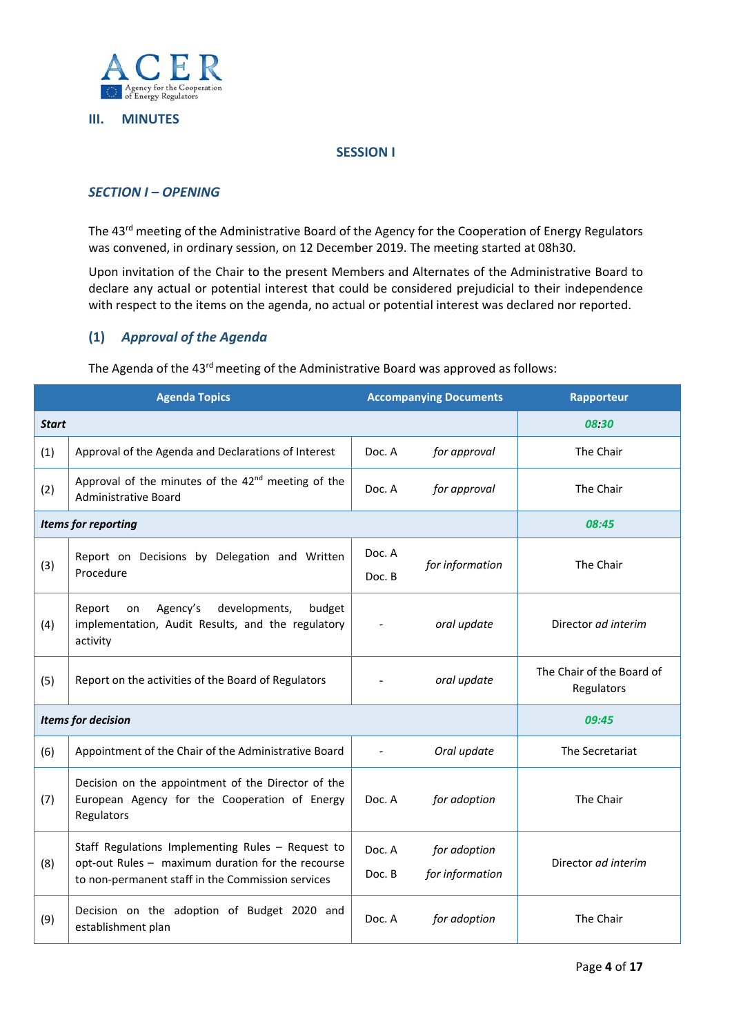## III. MINUTES

**SESSION I**

### *SECTION I – OPENING*

The 43rd meeting of the Administrative Board of the Agency for the Cooperation of Energy Regulators was convened, in ordinary session, on 12 December 2019. The meeting started at 08h30.

Upon invitation of the Chair to the present Members and Alternates of the Administrative Board to declare any actual or potential interest that could be considered prejudicial to their independence with respect to the items on the agenda, no actual or potential interest was declared nor reported.

### (1) *Approval of the Agenda*

The Agenda of the 43rd meeting of the Administrative Board was approved as follows:

| | Agenda Topics | Accompanying Documents | | Rapporteur |
|---|---|---|---|---|
| ***Start*** | | | | ***08:30*** |
| (1) | Approval of the Agenda and Declarations of Interest | Doc. A | *for approval* | The Chair |
| (2) | Approval of the minutes of the 42nd meeting of the Administrative Board | Doc. A | *for approval* | The Chair |
| ***Items for reporting*** | | | | ***08:45*** |
| (3) | Report on Decisions by Delegation and Written Procedure | Doc. A<br>Doc. B | *for information* | The Chair |
| (4) | Report on Agency's developments, budget implementation, Audit Results, and the regulatory activity | - | *oral update* | Director *ad interim* |
| (5) | Report on the activities of the Board of Regulators | - | *oral update* | The Chair of the Board of Regulators |
| ***Items for decision*** | | | | ***09:45*** |
| (6) | Appointment of the Chair of the Administrative Board | - | *Oral update* | The Secretariat |
| (7) | Decision on the appointment of the Director of the European Agency for the Cooperation of Energy Regulators | Doc. A | *for adoption* | The Chair |
| (8) | Staff Regulations Implementing Rules – Request to opt-out Rules – maximum duration for the recourse to non-permanent staff in the Commission services | Doc. A<br>Doc. B | *for adoption*<br>*for information* | Director *ad interim* |
| (9) | Decision on the adoption of Budget 2020 and establishment plan | Doc. A | *for adoption* | The Chair |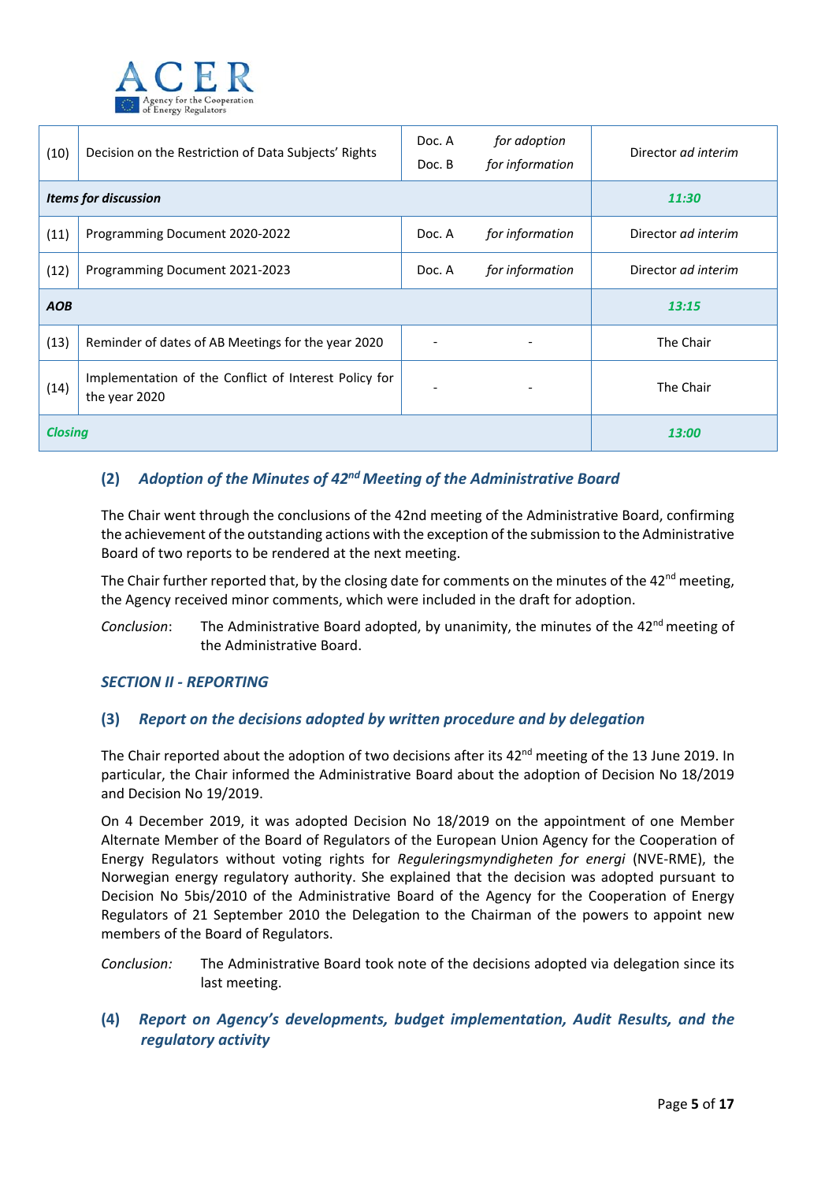| (10) | Decision on the Restriction of Data Subjects' Rights | Doc. A<br>Doc. B | *for adoption*<br>*for information* | Director *ad interim* |
|---|---|---|---|---|
| ***Items for discussion*** | | | | ***11:30*** |
| (11) | Programming Document 2020-2022 | Doc. A | *for information* | Director *ad interim* |
| (12) | Programming Document 2021-2023 | Doc. A | *for information* | Director *ad interim* |
| ***AOB*** | | | | ***13:15*** |
| (13) | Reminder of dates of AB Meetings for the year 2020 | - | - | The Chair |
| (14) | Implementation of the Conflict of Interest Policy for the year 2020 | - | - | The Chair |
| ***Closing*** | | | | ***13:00*** |

### (2) *Adoption of the Minutes of 42nd Meeting of the Administrative Board*

The Chair went through the conclusions of the 42nd meeting of the Administrative Board, confirming the achievement of the outstanding actions with the exception of the submission to the Administrative Board of two reports to be rendered at the next meeting.

The Chair further reported that, by the closing date for comments on the minutes of the 42nd meeting, the Agency received minor comments, which were included in the draft for adoption.

*Conclusion*: The Administrative Board adopted, by unanimity, the minutes of the 42nd meeting of the Administrative Board.

## *SECTION II - REPORTING*

### (3) *Report on the decisions adopted by written procedure and by delegation*

The Chair reported about the adoption of two decisions after its 42nd meeting of the 13 June 2019. In particular, the Chair informed the Administrative Board about the adoption of Decision No 18/2019 and Decision No 19/2019.

On 4 December 2019, it was adopted Decision No 18/2019 on the appointment of one Member Alternate Member of the Board of Regulators of the European Union Agency for the Cooperation of Energy Regulators without voting rights for *Reguleringsmyndigheten for energi* (NVE-RME), the Norwegian energy regulatory authority. She explained that the decision was adopted pursuant to Decision No 5bis/2010 of the Administrative Board of the Agency for the Cooperation of Energy Regulators of 21 September 2010 the Delegation to the Chairman of the powers to appoint new members of the Board of Regulators.

*Conclusion:* The Administrative Board took note of the decisions adopted via delegation since its last meeting.

### (4) *Report on Agency's developments, budget implementation, Audit Results, and the regulatory activity*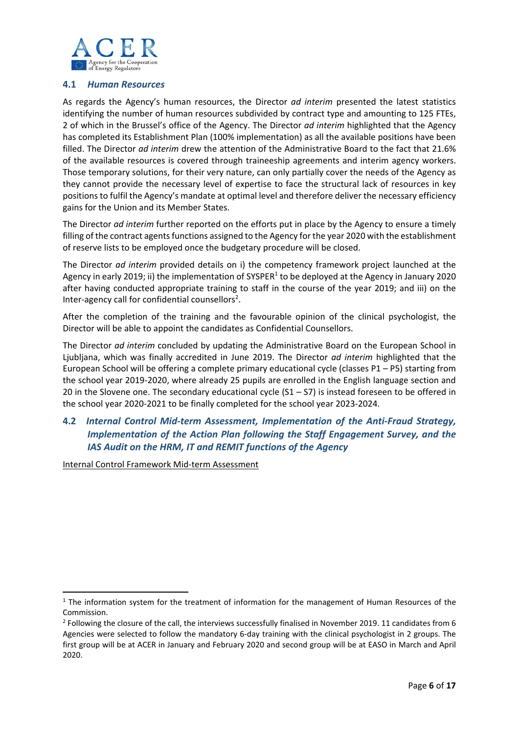### 4.1 *Human Resources*

As regards the Agency's human resources, the Director *ad interim* presented the latest statistics identifying the number of human resources subdivided by contract type and amounting to 125 FTEs, 2 of which in the Brussel's office of the Agency. The Director *ad interim* highlighted that the Agency has completed its Establishment Plan (100% implementation) as all the available positions have been filled. The Director *ad interim* drew the attention of the Administrative Board to the fact that 21.6% of the available resources is covered through traineeship agreements and interim agency workers. Those temporary solutions, for their very nature, can only partially cover the needs of the Agency as they cannot provide the necessary level of expertise to face the structural lack of resources in key positions to fulfil the Agency's mandate at optimal level and therefore deliver the necessary efficiency gains for the Union and its Member States.

The Director *ad interim* further reported on the efforts put in place by the Agency to ensure a timely filling of the contract agents functions assigned to the Agency for the year 2020 with the establishment of reserve lists to be employed once the budgetary procedure will be closed.

The Director *ad interim* provided details on i) the competency framework project launched at the Agency in early 2019; ii) the implementation of SYSPER[1] to be deployed at the Agency in January 2020 after having conducted appropriate training to staff in the course of the year 2019; and iii) on the Inter-agency call for confidential counsellors[2].

After the completion of the training and the favourable opinion of the clinical psychologist, the Director will be able to appoint the candidates as Confidential Counsellors.

The Director *ad interim* concluded by updating the Administrative Board on the European School in Ljubljana, which was finally accredited in June 2019. The Director *ad interim* highlighted that the European School will be offering a complete primary educational cycle (classes P1 – P5) starting from the school year 2019-2020, where already 25 pupils are enrolled in the English language section and 20 in the Slovene one. The secondary educational cycle (S1 – S7) is instead foreseen to be offered in the school year 2020-2021 to be finally completed for the school year 2023-2024.

### 4.2 *Internal Control Mid-term Assessment, Implementation of the Anti-Fraud Strategy, Implementation of the Action Plan following the Staff Engagement Survey, and the IAS Audit on the HRM, IT and REMIT functions of the Agency*

<u>Internal Control Framework Mid-term Assessment</u>

---

[1] The information system for the treatment of information for the management of Human Resources of the Commission.

[2] Following the closure of the call, the interviews successfully finalised in November 2019. 11 candidates from 6 Agencies were selected to follow the mandatory 6-day training with the clinical psychologist in 2 groups. The first group will be at ACER in January and February 2020 and second group will be at EASO in March and April 2020.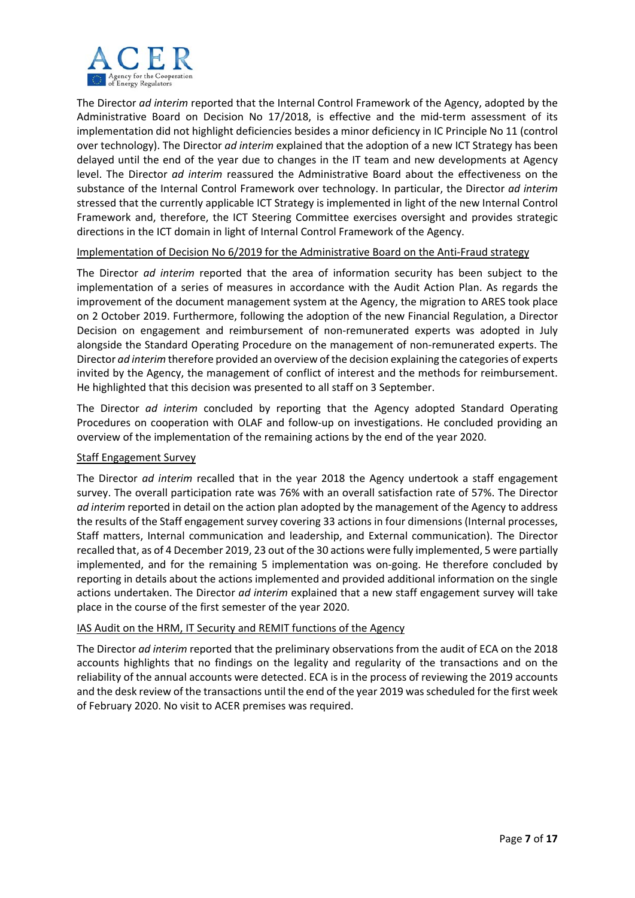The Director *ad interim* reported that the Internal Control Framework of the Agency, adopted by the Administrative Board on Decision No 17/2018, is effective and the mid-term assessment of its implementation did not highlight deficiencies besides a minor deficiency in IC Principle No 11 (control over technology). The Director *ad interim* explained that the adoption of a new ICT Strategy has been delayed until the end of the year due to changes in the IT team and new developments at Agency level. The Director *ad interim* reassured the Administrative Board about the effectiveness on the substance of the Internal Control Framework over technology. In particular, the Director *ad interim* stressed that the currently applicable ICT Strategy is implemented in light of the new Internal Control Framework and, therefore, the ICT Steering Committee exercises oversight and provides strategic directions in the ICT domain in light of Internal Control Framework of the Agency.

<u>Implementation of Decision No 6/2019 for the Administrative Board on the Anti-Fraud strategy</u>

The Director *ad interim* reported that the area of information security has been subject to the implementation of a series of measures in accordance with the Audit Action Plan. As regards the improvement of the document management system at the Agency, the migration to ARES took place on 2 October 2019. Furthermore, following the adoption of the new Financial Regulation, a Director Decision on engagement and reimbursement of non-remunerated experts was adopted in July alongside the Standard Operating Procedure on the management of non-remunerated experts. The Director *ad interim* therefore provided an overview of the decision explaining the categories of experts invited by the Agency, the management of conflict of interest and the methods for reimbursement. He highlighted that this decision was presented to all staff on 3 September.

The Director *ad interim* concluded by reporting that the Agency adopted Standard Operating Procedures on cooperation with OLAF and follow-up on investigations. He concluded providing an overview of the implementation of the remaining actions by the end of the year 2020.

<u>Staff Engagement Survey</u>

The Director *ad interim* recalled that in the year 2018 the Agency undertook a staff engagement survey. The overall participation rate was 76% with an overall satisfaction rate of 57%. The Director *ad interim* reported in detail on the action plan adopted by the management of the Agency to address the results of the Staff engagement survey covering 33 actions in four dimensions (Internal processes, Staff matters, Internal communication and leadership, and External communication). The Director recalled that, as of 4 December 2019, 23 out of the 30 actions were fully implemented, 5 were partially implemented, and for the remaining 5 implementation was on-going. He therefore concluded by reporting in details about the actions implemented and provided additional information on the single actions undertaken. The Director *ad interim* explained that a new staff engagement survey will take place in the course of the first semester of the year 2020.

<u>IAS Audit on the HRM, IT Security and REMIT functions of the Agency</u>

The Director *ad interim* reported that the preliminary observations from the audit of ECA on the 2018 accounts highlights that no findings on the legality and regularity of the transactions and on the reliability of the annual accounts were detected. ECA is in the process of reviewing the 2019 accounts and the desk review of the transactions until the end of the year 2019 was scheduled for the first week of February 2020. No visit to ACER premises was required.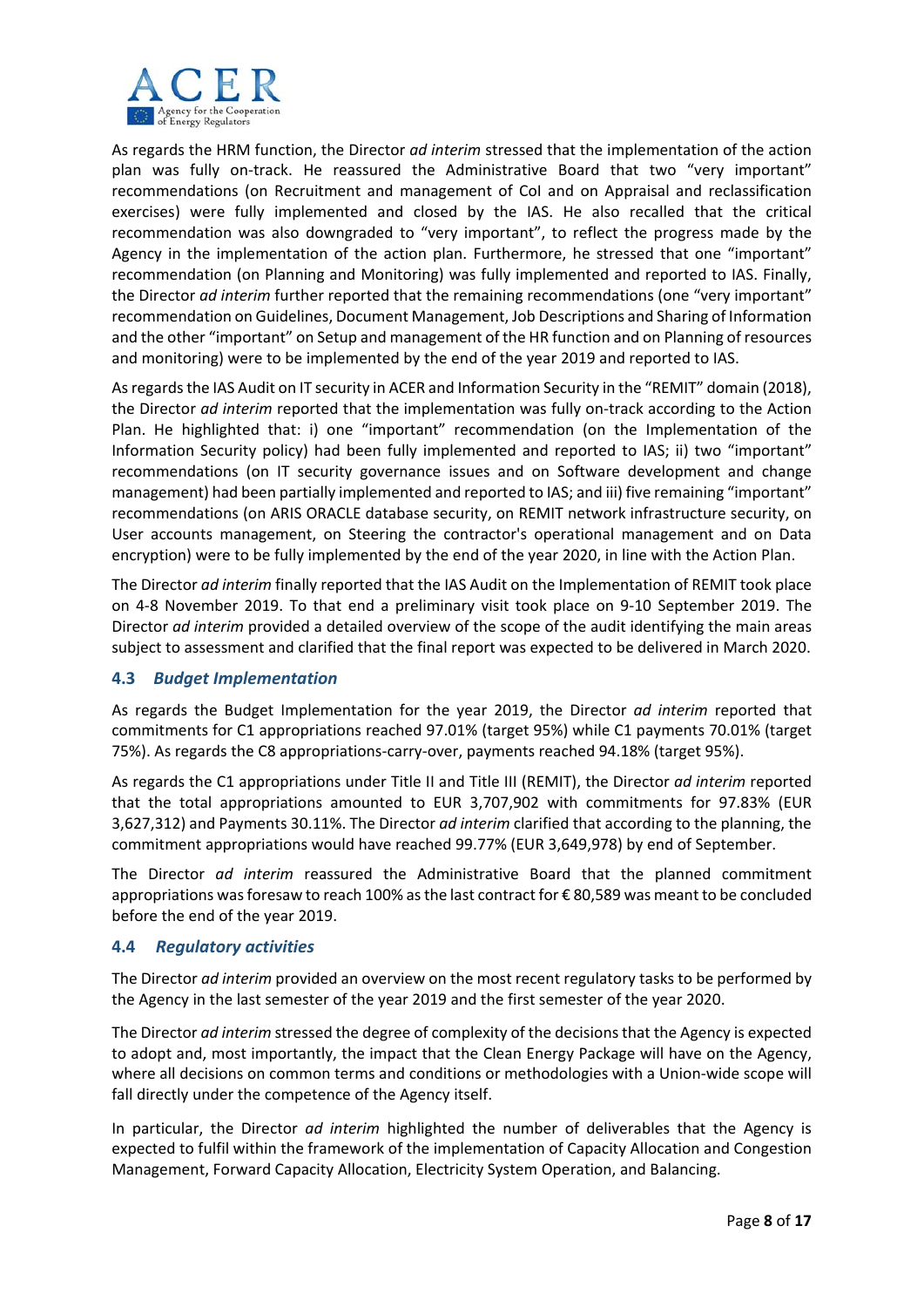As regards the HRM function, the Director *ad interim* stressed that the implementation of the action plan was fully on-track. He reassured the Administrative Board that two "very important" recommendations (on Recruitment and management of CoI and on Appraisal and reclassification exercises) were fully implemented and closed by the IAS. He also recalled that the critical recommendation was also downgraded to "very important", to reflect the progress made by the Agency in the implementation of the action plan. Furthermore, he stressed that one "important" recommendation (on Planning and Monitoring) was fully implemented and reported to IAS. Finally, the Director *ad interim* further reported that the remaining recommendations (one "very important" recommendation on Guidelines, Document Management, Job Descriptions and Sharing of Information and the other "important" on Setup and management of the HR function and on Planning of resources and monitoring) were to be implemented by the end of the year 2019 and reported to IAS.

As regards the IAS Audit on IT security in ACER and Information Security in the "REMIT" domain (2018), the Director *ad interim* reported that the implementation was fully on-track according to the Action Plan. He highlighted that: i) one "important" recommendation (on the Implementation of the Information Security policy) had been fully implemented and reported to IAS; ii) two "important" recommendations (on IT security governance issues and on Software development and change management) had been partially implemented and reported to IAS; and iii) five remaining "important" recommendations (on ARIS ORACLE database security, on REMIT network infrastructure security, on User accounts management, on Steering the contractor's operational management and on Data encryption) were to be fully implemented by the end of the year 2020, in line with the Action Plan.

The Director *ad interim* finally reported that the IAS Audit on the Implementation of REMIT took place on 4-8 November 2019. To that end a preliminary visit took place on 9-10 September 2019. The Director *ad interim* provided a detailed overview of the scope of the audit identifying the main areas subject to assessment and clarified that the final report was expected to be delivered in March 2020.

### 4.3 *Budget Implementation*

As regards the Budget Implementation for the year 2019, the Director *ad interim* reported that commitments for C1 appropriations reached 97.01% (target 95%) while C1 payments 70.01% (target 75%). As regards the C8 appropriations-carry-over, payments reached 94.18% (target 95%).

As regards the C1 appropriations under Title II and Title III (REMIT), the Director *ad interim* reported that the total appropriations amounted to EUR 3,707,902 with commitments for 97.83% (EUR 3,627,312) and Payments 30.11%. The Director *ad interim* clarified that according to the planning, the commitment appropriations would have reached 99.77% (EUR 3,649,978) by end of September.

The Director *ad interim* reassured the Administrative Board that the planned commitment appropriations was foresaw to reach 100% as the last contract for € 80,589 was meant to be concluded before the end of the year 2019.

### 4.4 *Regulatory activities*

The Director *ad interim* provided an overview on the most recent regulatory tasks to be performed by the Agency in the last semester of the year 2019 and the first semester of the year 2020.

The Director *ad interim* stressed the degree of complexity of the decisions that the Agency is expected to adopt and, most importantly, the impact that the Clean Energy Package will have on the Agency, where all decisions on common terms and conditions or methodologies with a Union-wide scope will fall directly under the competence of the Agency itself.

In particular, the Director *ad interim* highlighted the number of deliverables that the Agency is expected to fulfil within the framework of the implementation of Capacity Allocation and Congestion Management, Forward Capacity Allocation, Electricity System Operation, and Balancing.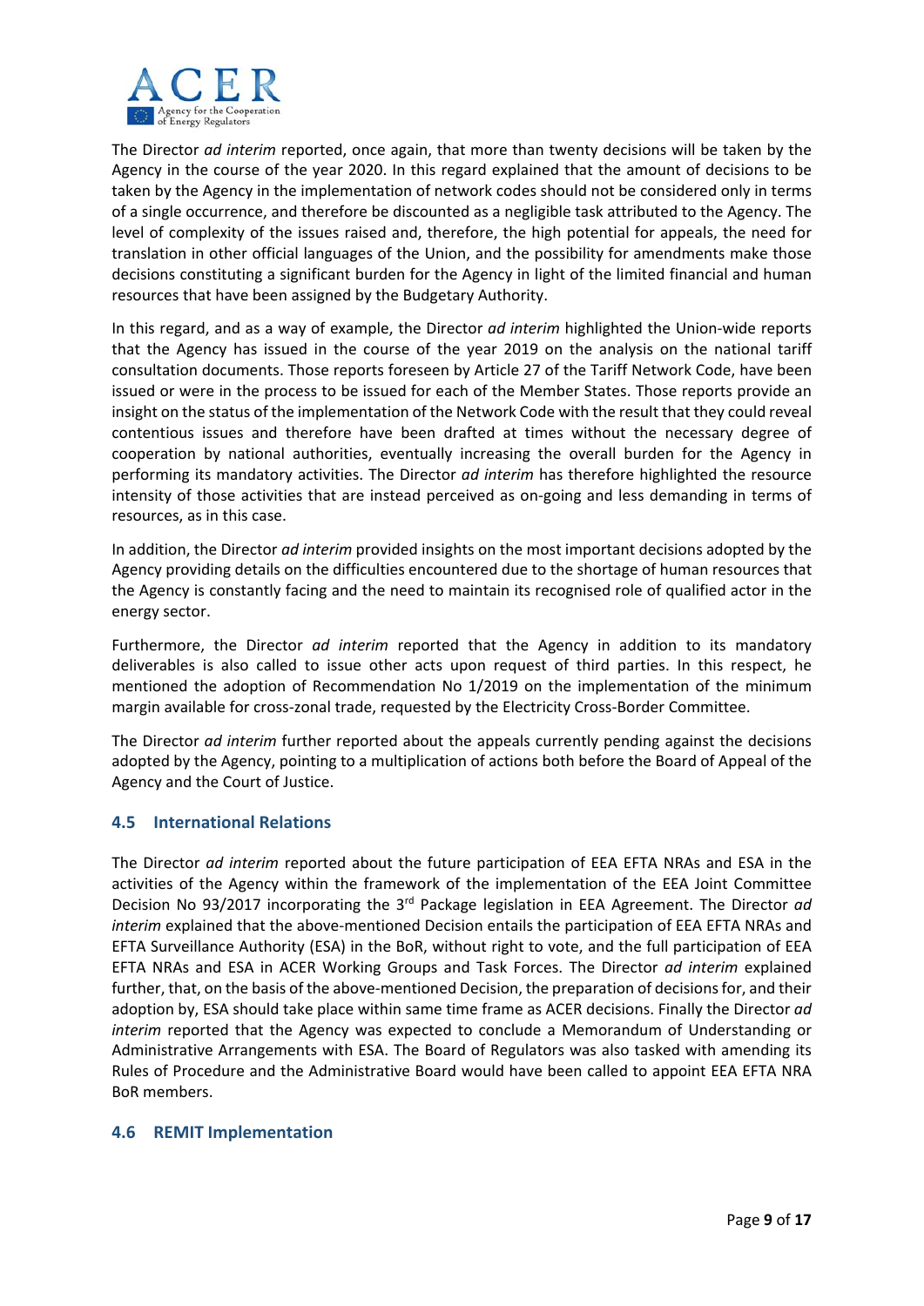The Director *ad interim* reported, once again, that more than twenty decisions will be taken by the Agency in the course of the year 2020. In this regard explained that the amount of decisions to be taken by the Agency in the implementation of network codes should not be considered only in terms of a single occurrence, and therefore be discounted as a negligible task attributed to the Agency. The level of complexity of the issues raised and, therefore, the high potential for appeals, the need for translation in other official languages of the Union, and the possibility for amendments make those decisions constituting a significant burden for the Agency in light of the limited financial and human resources that have been assigned by the Budgetary Authority.

In this regard, and as a way of example, the Director *ad interim* highlighted the Union-wide reports that the Agency has issued in the course of the year 2019 on the analysis on the national tariff consultation documents. Those reports foreseen by Article 27 of the Tariff Network Code, have been issued or were in the process to be issued for each of the Member States. Those reports provide an insight on the status of the implementation of the Network Code with the result that they could reveal contentious issues and therefore have been drafted at times without the necessary degree of cooperation by national authorities, eventually increasing the overall burden for the Agency in performing its mandatory activities. The Director *ad interim* has therefore highlighted the resource intensity of those activities that are instead perceived as on-going and less demanding in terms of resources, as in this case.

In addition, the Director *ad interim* provided insights on the most important decisions adopted by the Agency providing details on the difficulties encountered due to the shortage of human resources that the Agency is constantly facing and the need to maintain its recognised role of qualified actor in the energy sector.

Furthermore, the Director *ad interim* reported that the Agency in addition to its mandatory deliverables is also called to issue other acts upon request of third parties. In this respect, he mentioned the adoption of Recommendation No 1/2019 on the implementation of the minimum margin available for cross-zonal trade, requested by the Electricity Cross-Border Committee.

The Director *ad interim* further reported about the appeals currently pending against the decisions adopted by the Agency, pointing to a multiplication of actions both before the Board of Appeal of the Agency and the Court of Justice.

### 4.5 International Relations

The Director *ad interim* reported about the future participation of EEA EFTA NRAs and ESA in the activities of the Agency within the framework of the implementation of the EEA Joint Committee Decision No 93/2017 incorporating the 3rd Package legislation in EEA Agreement. The Director *ad interim* explained that the above-mentioned Decision entails the participation of EEA EFTA NRAs and EFTA Surveillance Authority (ESA) in the BoR, without right to vote, and the full participation of EEA EFTA NRAs and ESA in ACER Working Groups and Task Forces. The Director *ad interim* explained further, that, on the basis of the above-mentioned Decision, the preparation of decisions for, and their adoption by, ESA should take place within same time frame as ACER decisions. Finally the Director *ad interim* reported that the Agency was expected to conclude a Memorandum of Understanding or Administrative Arrangements with ESA. The Board of Regulators was also tasked with amending its Rules of Procedure and the Administrative Board would have been called to appoint EEA EFTA NRA BoR members.

### 4.6 REMIT Implementation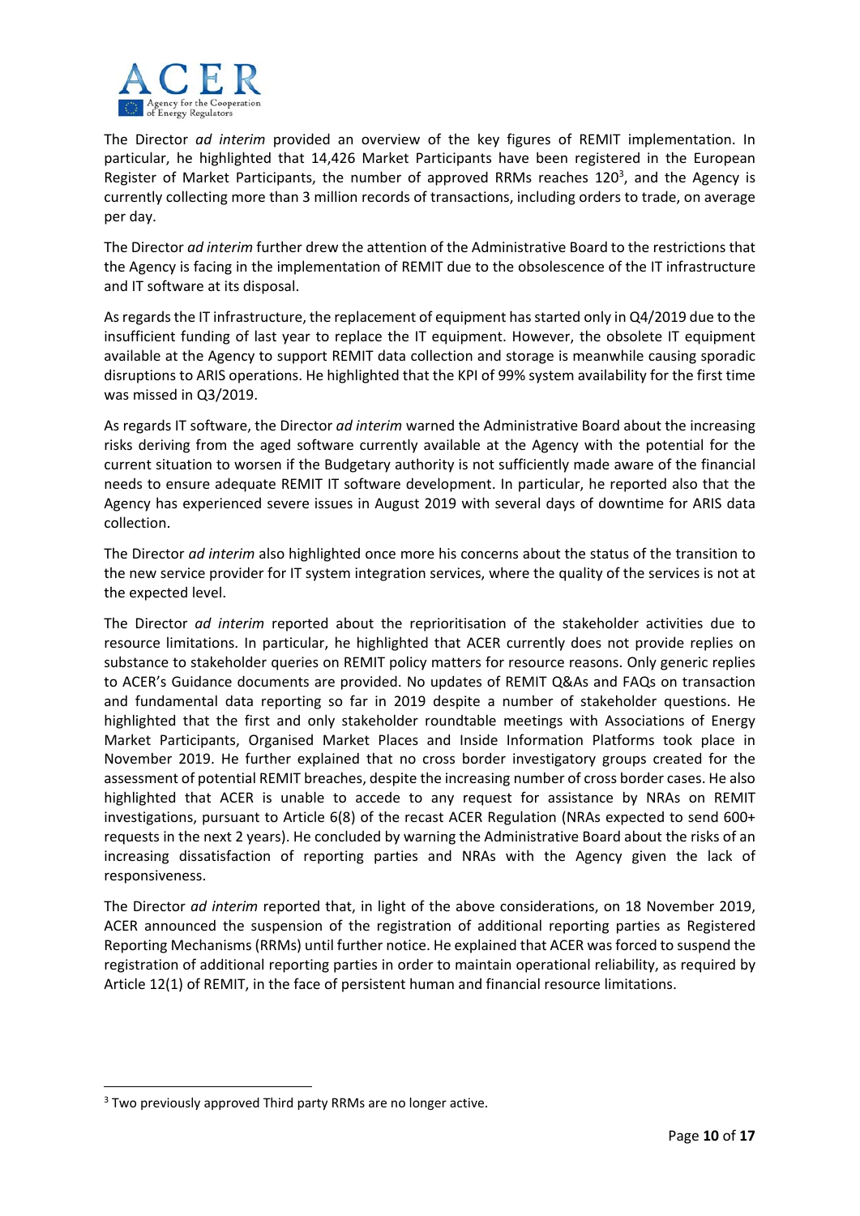The Director *ad interim* provided an overview of the key figures of REMIT implementation. In particular, he highlighted that 14,426 Market Participants have been registered in the European Register of Market Participants, the number of approved RRMs reaches 120[3], and the Agency is currently collecting more than 3 million records of transactions, including orders to trade, on average per day.

The Director *ad interim* further drew the attention of the Administrative Board to the restrictions that the Agency is facing in the implementation of REMIT due to the obsolescence of the IT infrastructure and IT software at its disposal.

As regards the IT infrastructure, the replacement of equipment has started only in Q4/2019 due to the insufficient funding of last year to replace the IT equipment. However, the obsolete IT equipment available at the Agency to support REMIT data collection and storage is meanwhile causing sporadic disruptions to ARIS operations. He highlighted that the KPI of 99% system availability for the first time was missed in Q3/2019.

As regards IT software, the Director *ad interim* warned the Administrative Board about the increasing risks deriving from the aged software currently available at the Agency with the potential for the current situation to worsen if the Budgetary authority is not sufficiently made aware of the financial needs to ensure adequate REMIT IT software development. In particular, he reported also that the Agency has experienced severe issues in August 2019 with several days of downtime for ARIS data collection.

The Director *ad interim* also highlighted once more his concerns about the status of the transition to the new service provider for IT system integration services, where the quality of the services is not at the expected level.

The Director *ad interim* reported about the reprioritisation of the stakeholder activities due to resource limitations. In particular, he highlighted that ACER currently does not provide replies on substance to stakeholder queries on REMIT policy matters for resource reasons. Only generic replies to ACER's Guidance documents are provided. No updates of REMIT Q&As and FAQs on transaction and fundamental data reporting so far in 2019 despite a number of stakeholder questions. He highlighted that the first and only stakeholder roundtable meetings with Associations of Energy Market Participants, Organised Market Places and Inside Information Platforms took place in November 2019. He further explained that no cross border investigatory groups created for the assessment of potential REMIT breaches, despite the increasing number of cross border cases. He also highlighted that ACER is unable to accede to any request for assistance by NRAs on REMIT investigations, pursuant to Article 6(8) of the recast ACER Regulation (NRAs expected to send 600+ requests in the next 2 years). He concluded by warning the Administrative Board about the risks of an increasing dissatisfaction of reporting parties and NRAs with the Agency given the lack of responsiveness.

The Director *ad interim* reported that, in light of the above considerations, on 18 November 2019, ACER announced the suspension of the registration of additional reporting parties as Registered Reporting Mechanisms (RRMs) until further notice. He explained that ACER was forced to suspend the registration of additional reporting parties in order to maintain operational reliability, as required by Article 12(1) of REMIT, in the face of persistent human and financial resource limitations.

---

[3] Two previously approved Third party RRMs are no longer active.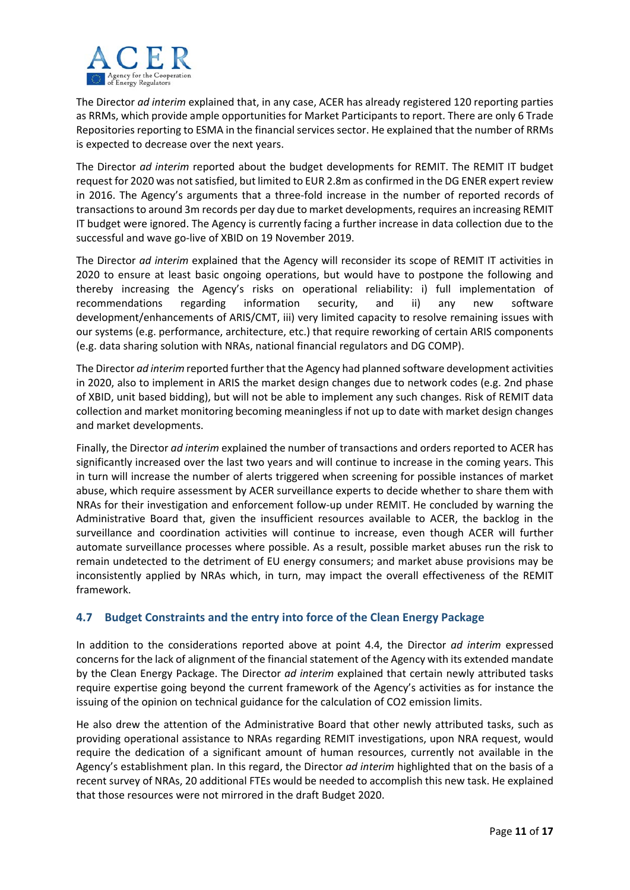The Director *ad interim* explained that, in any case, ACER has already registered 120 reporting parties as RRMs, which provide ample opportunities for Market Participants to report. There are only 6 Trade Repositories reporting to ESMA in the financial services sector. He explained that the number of RRMs is expected to decrease over the next years.

The Director *ad interim* reported about the budget developments for REMIT. The REMIT IT budget request for 2020 was not satisfied, but limited to EUR 2.8m as confirmed in the DG ENER expert review in 2016. The Agency's arguments that a three-fold increase in the number of reported records of transactions to around 3m records per day due to market developments, requires an increasing REMIT IT budget were ignored. The Agency is currently facing a further increase in data collection due to the successful and wave go-live of XBID on 19 November 2019.

The Director *ad interim* explained that the Agency will reconsider its scope of REMIT IT activities in 2020 to ensure at least basic ongoing operations, but would have to postpone the following and thereby increasing the Agency's risks on operational reliability: i) full implementation of recommendations regarding information security, and ii) any new software development/enhancements of ARIS/CMT, iii) very limited capacity to resolve remaining issues with our systems (e.g. performance, architecture, etc.) that require reworking of certain ARIS components (e.g. data sharing solution with NRAs, national financial regulators and DG COMP).

The Director *ad interim* reported further that the Agency had planned software development activities in 2020, also to implement in ARIS the market design changes due to network codes (e.g. 2nd phase of XBID, unit based bidding), but will not be able to implement any such changes. Risk of REMIT data collection and market monitoring becoming meaningless if not up to date with market design changes and market developments.

Finally, the Director *ad interim* explained the number of transactions and orders reported to ACER has significantly increased over the last two years and will continue to increase in the coming years. This in turn will increase the number of alerts triggered when screening for possible instances of market abuse, which require assessment by ACER surveillance experts to decide whether to share them with NRAs for their investigation and enforcement follow-up under REMIT. He concluded by warning the Administrative Board that, given the insufficient resources available to ACER, the backlog in the surveillance and coordination activities will continue to increase, even though ACER will further automate surveillance processes where possible. As a result, possible market abuses run the risk to remain undetected to the detriment of EU energy consumers; and market abuse provisions may be inconsistently applied by NRAs which, in turn, may impact the overall effectiveness of the REMIT framework.

### 4.7 Budget Constraints and the entry into force of the Clean Energy Package

In addition to the considerations reported above at point 4.4, the Director *ad interim* expressed concerns for the lack of alignment of the financial statement of the Agency with its extended mandate by the Clean Energy Package. The Director *ad interim* explained that certain newly attributed tasks require expertise going beyond the current framework of the Agency's activities as for instance the issuing of the opinion on technical guidance for the calculation of $CO_2$ emission limits.

He also drew the attention of the Administrative Board that other newly attributed tasks, such as providing operational assistance to NRAs regarding REMIT investigations, upon NRA request, would require the dedication of a significant amount of human resources, currently not available in the Agency's establishment plan. In this regard, the Director *ad interim* highlighted that on the basis of a recent survey of NRAs, 20 additional FTEs would be needed to accomplish this new task. He explained that those resources were not mirrored in the draft Budget 2020.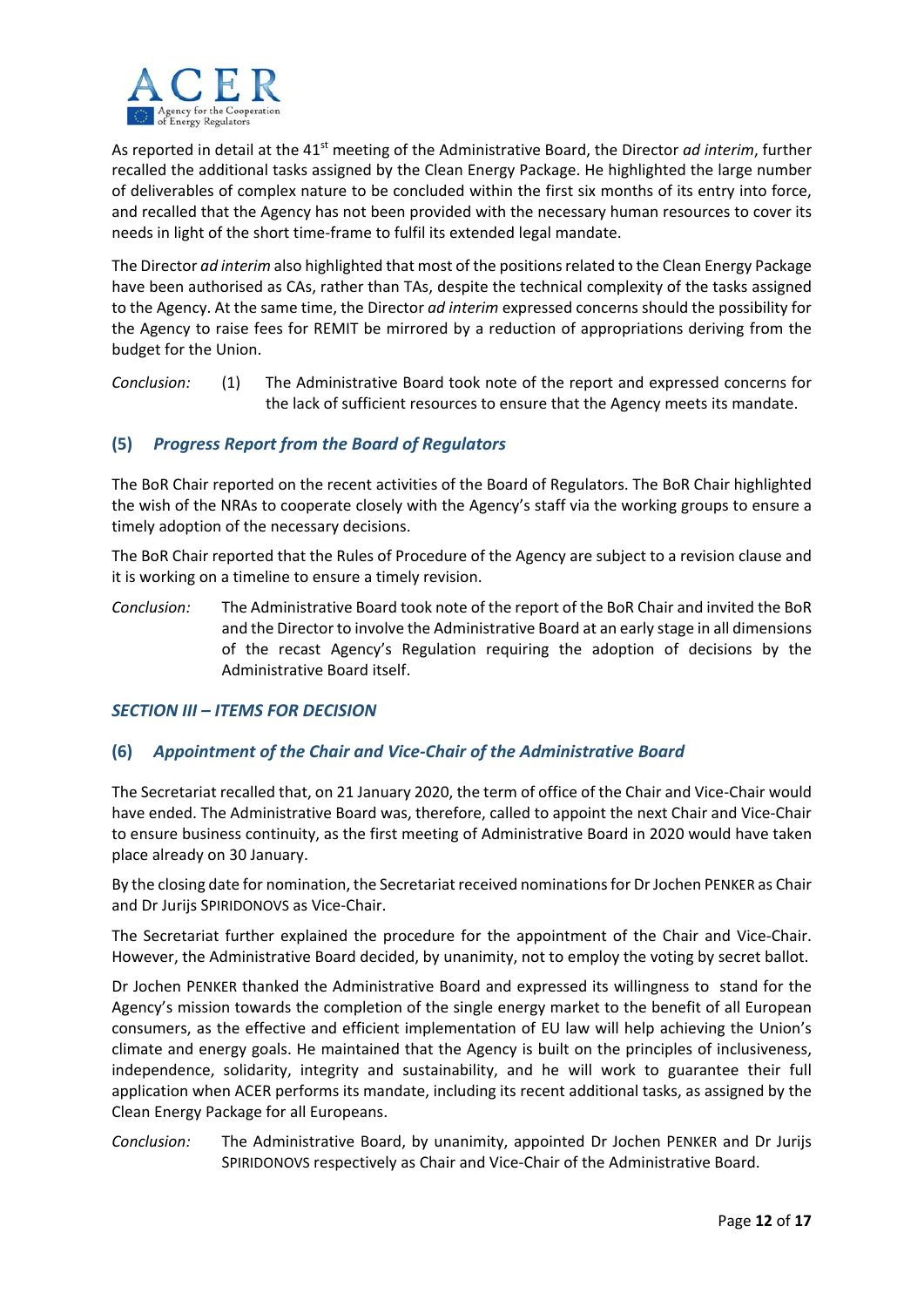As reported in detail at the 41st meeting of the Administrative Board, the Director *ad interim*, further recalled the additional tasks assigned by the Clean Energy Package. He highlighted the large number of deliverables of complex nature to be concluded within the first six months of its entry into force, and recalled that the Agency has not been provided with the necessary human resources to cover its needs in light of the short time-frame to fulfil its extended legal mandate.

The Director *ad interim* also highlighted that most of the positions related to the Clean Energy Package have been authorised as CAs, rather than TAs, despite the technical complexity of the tasks assigned to the Agency. At the same time, the Director *ad interim* expressed concerns should the possibility for the Agency to raise fees for REMIT be mirrored by a reduction of appropriations deriving from the budget for the Union.

*Conclusion:* (1) The Administrative Board took note of the report and expressed concerns for the lack of sufficient resources to ensure that the Agency meets its mandate.

### (5) *Progress Report from the Board of Regulators*

The BoR Chair reported on the recent activities of the Board of Regulators. The BoR Chair highlighted the wish of the NRAs to cooperate closely with the Agency's staff via the working groups to ensure a timely adoption of the necessary decisions.

The BoR Chair reported that the Rules of Procedure of the Agency are subject to a revision clause and it is working on a timeline to ensure a timely revision.

*Conclusion:* The Administrative Board took note of the report of the BoR Chair and invited the BoR and the Director to involve the Administrative Board at an early stage in all dimensions of the recast Agency's Regulation requiring the adoption of decisions by the Administrative Board itself.

## *SECTION III – ITEMS FOR DECISION*

### (6) *Appointment of the Chair and Vice-Chair of the Administrative Board*

The Secretariat recalled that, on 21 January 2020, the term of office of the Chair and Vice-Chair would have ended. The Administrative Board was, therefore, called to appoint the next Chair and Vice-Chair to ensure business continuity, as the first meeting of Administrative Board in 2020 would have taken place already on 30 January.

By the closing date for nomination, the Secretariat received nominations for Dr Jochen PENKER as Chair and Dr Jurijs SPIRIDONOVS as Vice-Chair.

The Secretariat further explained the procedure for the appointment of the Chair and Vice-Chair. However, the Administrative Board decided, by unanimity, not to employ the voting by secret ballot.

Dr Jochen PENKER thanked the Administrative Board and expressed its willingness to stand for the Agency's mission towards the completion of the single energy market to the benefit of all European consumers, as the effective and efficient implementation of EU law will help achieving the Union's climate and energy goals. He maintained that the Agency is built on the principles of inclusiveness, independence, solidarity, integrity and sustainability, and he will work to guarantee their full application when ACER performs its mandate, including its recent additional tasks, as assigned by the Clean Energy Package for all Europeans.

*Conclusion:* The Administrative Board, by unanimity, appointed Dr Jochen PENKER and Dr Jurijs SPIRIDONOVS respectively as Chair and Vice-Chair of the Administrative Board.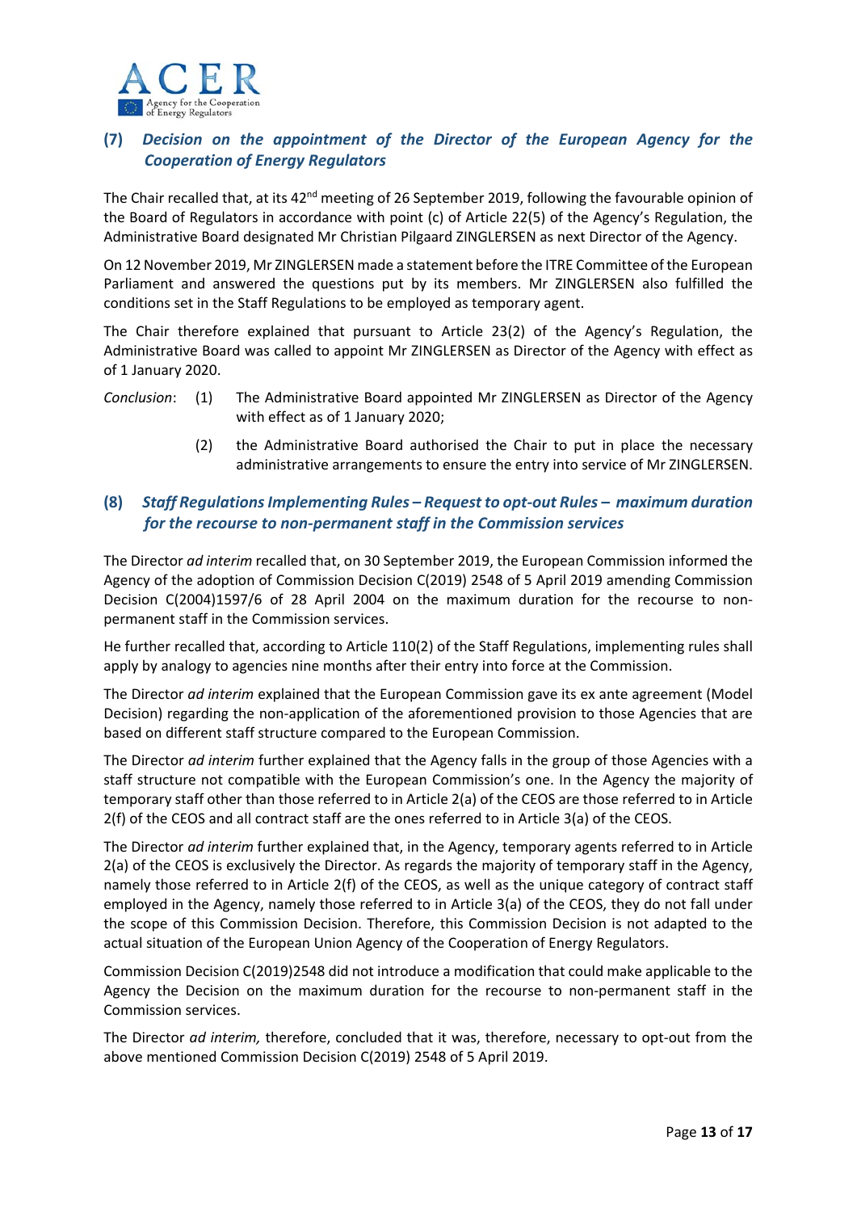## (7) *Decision on the appointment of the Director of the European Agency for the Cooperation of Energy Regulators*

The Chair recalled that, at its 42nd meeting of 26 September 2019, following the favourable opinion of the Board of Regulators in accordance with point (c) of Article 22(5) of the Agency's Regulation, the Administrative Board designated Mr Christian Pilgaard ZINGLERSEN as next Director of the Agency.

On 12 November 2019, Mr ZINGLERSEN made a statement before the ITRE Committee of the European Parliament and answered the questions put by its members. Mr ZINGLERSEN also fulfilled the conditions set in the Staff Regulations to be employed as temporary agent.

The Chair therefore explained that pursuant to Article 23(2) of the Agency's Regulation, the Administrative Board was called to appoint Mr ZINGLERSEN as Director of the Agency with effect as of 1 January 2020.

*Conclusion*: (1) The Administrative Board appointed Mr ZINGLERSEN as Director of the Agency with effect as of 1 January 2020;

(2) the Administrative Board authorised the Chair to put in place the necessary administrative arrangements to ensure the entry into service of Mr ZINGLERSEN.

## (8) *Staff Regulations Implementing Rules – Request to opt-out Rules – maximum duration for the recourse to non-permanent staff in the Commission services*

The Director *ad interim* recalled that, on 30 September 2019, the European Commission informed the Agency of the adoption of Commission Decision C(2019) 2548 of 5 April 2019 amending Commission Decision C(2004)1597/6 of 28 April 2004 on the maximum duration for the recourse to non-permanent staff in the Commission services.

He further recalled that, according to Article 110(2) of the Staff Regulations, implementing rules shall apply by analogy to agencies nine months after their entry into force at the Commission.

The Director *ad interim* explained that the European Commission gave its ex ante agreement (Model Decision) regarding the non-application of the aforementioned provision to those Agencies that are based on different staff structure compared to the European Commission.

The Director *ad interim* further explained that the Agency falls in the group of those Agencies with a staff structure not compatible with the European Commission's one. In the Agency the majority of temporary staff other than those referred to in Article 2(a) of the CEOS are those referred to in Article 2(f) of the CEOS and all contract staff are the ones referred to in Article 3(a) of the CEOS.

The Director *ad interim* further explained that, in the Agency, temporary agents referred to in Article 2(a) of the CEOS is exclusively the Director. As regards the majority of temporary staff in the Agency, namely those referred to in Article 2(f) of the CEOS, as well as the unique category of contract staff employed in the Agency, namely those referred to in Article 3(a) of the CEOS, they do not fall under the scope of this Commission Decision. Therefore, this Commission Decision is not adapted to the actual situation of the European Union Agency of the Cooperation of Energy Regulators.

Commission Decision C(2019)2548 did not introduce a modification that could make applicable to the Agency the Decision on the maximum duration for the recourse to non-permanent staff in the Commission services.

The Director *ad interim,* therefore, concluded that it was, therefore, necessary to opt-out from the above mentioned Commission Decision C(2019) 2548 of 5 April 2019.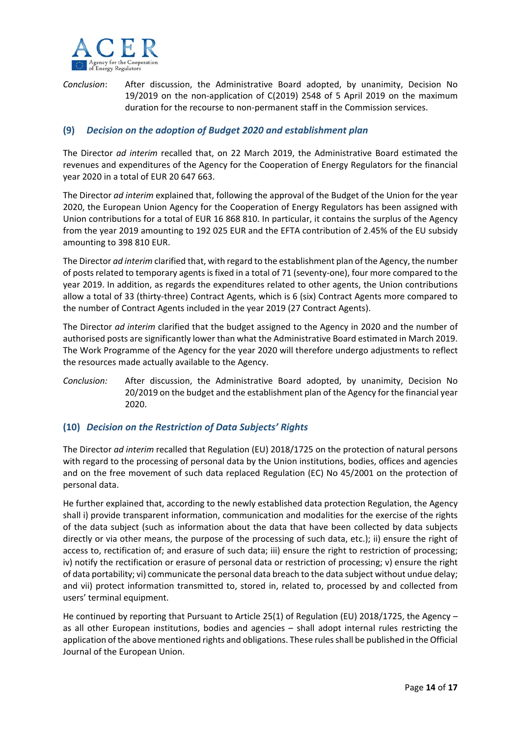*Conclusion*: After discussion, the Administrative Board adopted, by unanimity, Decision No 19/2019 on the non-application of C(2019) 2548 of 5 April 2019 on the maximum duration for the recourse to non-permanent staff in the Commission services.

### (9) *Decision on the adoption of Budget 2020 and establishment plan*

The Director *ad interim* recalled that, on 22 March 2019, the Administrative Board estimated the revenues and expenditures of the Agency for the Cooperation of Energy Regulators for the financial year 2020 in a total of EUR 20 647 663.

The Director *ad interim* explained that, following the approval of the Budget of the Union for the year 2020, the European Union Agency for the Cooperation of Energy Regulators has been assigned with Union contributions for a total of EUR 16 868 810. In particular, it contains the surplus of the Agency from the year 2019 amounting to 192 025 EUR and the EFTA contribution of 2.45% of the EU subsidy amounting to 398 810 EUR.

The Director *ad interim* clarified that, with regard to the establishment plan of the Agency, the number of posts related to temporary agents is fixed in a total of 71 (seventy-one), four more compared to the year 2019. In addition, as regards the expenditures related to other agents, the Union contributions allow a total of 33 (thirty-three) Contract Agents, which is 6 (six) Contract Agents more compared to the number of Contract Agents included in the year 2019 (27 Contract Agents).

The Director *ad interim* clarified that the budget assigned to the Agency in 2020 and the number of authorised posts are significantly lower than what the Administrative Board estimated in March 2019. The Work Programme of the Agency for the year 2020 will therefore undergo adjustments to reflect the resources made actually available to the Agency.

*Conclusion:* After discussion, the Administrative Board adopted, by unanimity, Decision No 20/2019 on the budget and the establishment plan of the Agency for the financial year 2020.

### (10) *Decision on the Restriction of Data Subjects' Rights*

The Director *ad interim* recalled that Regulation (EU) 2018/1725 on the protection of natural persons with regard to the processing of personal data by the Union institutions, bodies, offices and agencies and on the free movement of such data replaced Regulation (EC) No 45/2001 on the protection of personal data.

He further explained that, according to the newly established data protection Regulation, the Agency shall i) provide transparent information, communication and modalities for the exercise of the rights of the data subject (such as information about the data that have been collected by data subjects directly or via other means, the purpose of the processing of such data, etc.); ii) ensure the right of access to, rectification of; and erasure of such data; iii) ensure the right to restriction of processing; iv) notify the rectification or erasure of personal data or restriction of processing; v) ensure the right of data portability; vi) communicate the personal data breach to the data subject without undue delay; and vii) protect information transmitted to, stored in, related to, processed by and collected from users' terminal equipment.

He continued by reporting that Pursuant to Article 25(1) of Regulation (EU) 2018/1725, the Agency – as all other European institutions, bodies and agencies – shall adopt internal rules restricting the application of the above mentioned rights and obligations. These rules shall be published in the Official Journal of the European Union.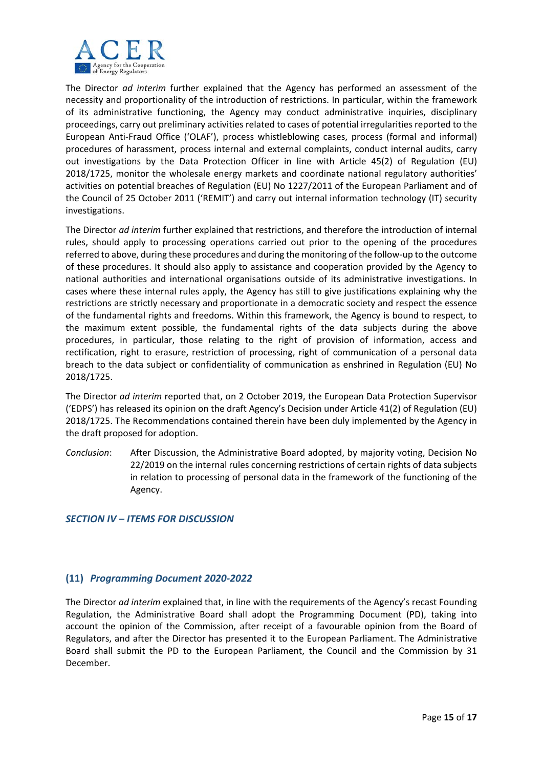The Director *ad interim* further explained that the Agency has performed an assessment of the necessity and proportionality of the introduction of restrictions. In particular, within the framework of its administrative functioning, the Agency may conduct administrative inquiries, disciplinary proceedings, carry out preliminary activities related to cases of potential irregularities reported to the European Anti-Fraud Office ('OLAF'), process whistleblowing cases, process (formal and informal) procedures of harassment, process internal and external complaints, conduct internal audits, carry out investigations by the Data Protection Officer in line with Article 45(2) of Regulation (EU) 2018/1725, monitor the wholesale energy markets and coordinate national regulatory authorities' activities on potential breaches of Regulation (EU) No 1227/2011 of the European Parliament and of the Council of 25 October 2011 ('REMIT') and carry out internal information technology (IT) security investigations.

The Director *ad interim* further explained that restrictions, and therefore the introduction of internal rules, should apply to processing operations carried out prior to the opening of the procedures referred to above, during these procedures and during the monitoring of the follow-up to the outcome of these procedures. It should also apply to assistance and cooperation provided by the Agency to national authorities and international organisations outside of its administrative investigations. In cases where these internal rules apply, the Agency has still to give justifications explaining why the restrictions are strictly necessary and proportionate in a democratic society and respect the essence of the fundamental rights and freedoms. Within this framework, the Agency is bound to respect, to the maximum extent possible, the fundamental rights of the data subjects during the above procedures, in particular, those relating to the right of provision of information, access and rectification, right to erasure, restriction of processing, right of communication of a personal data breach to the data subject or confidentiality of communication as enshrined in Regulation (EU) No 2018/1725.

The Director *ad interim* reported that, on 2 October 2019, the European Data Protection Supervisor ('EDPS') has released its opinion on the draft Agency's Decision under Article 41(2) of Regulation (EU) 2018/1725. The Recommendations contained therein have been duly implemented by the Agency in the draft proposed for adoption.

*Conclusion*: After Discussion, the Administrative Board adopted, by majority voting, Decision No 22/2019 on the internal rules concerning restrictions of certain rights of data subjects in relation to processing of personal data in the framework of the functioning of the Agency.

## *SECTION IV – ITEMS FOR DISCUSSION*

### (11) *Programming Document 2020-2022*

The Director *ad interim* explained that, in line with the requirements of the Agency's recast Founding Regulation, the Administrative Board shall adopt the Programming Document (PD), taking into account the opinion of the Commission, after receipt of a favourable opinion from the Board of Regulators, and after the Director has presented it to the European Parliament. The Administrative Board shall submit the PD to the European Parliament, the Council and the Commission by 31 December.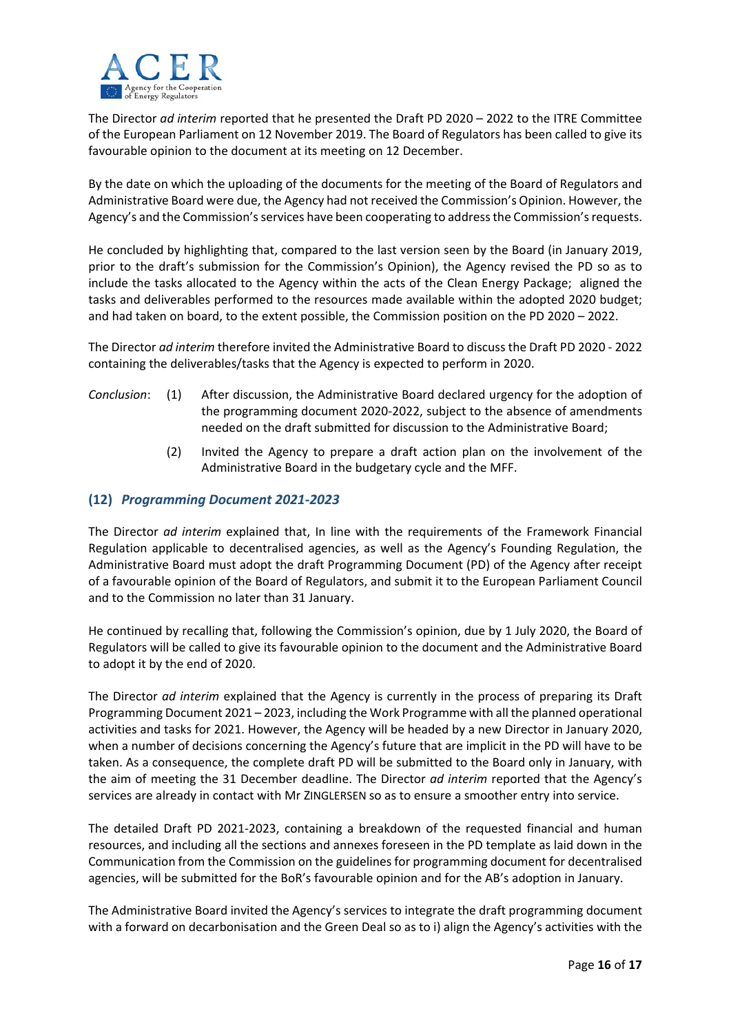The Director *ad interim* reported that he presented the Draft PD 2020 – 2022 to the ITRE Committee of the European Parliament on 12 November 2019. The Board of Regulators has been called to give its favourable opinion to the document at its meeting on 12 December.

By the date on which the uploading of the documents for the meeting of the Board of Regulators and Administrative Board were due, the Agency had not received the Commission's Opinion. However, the Agency's and the Commission's services have been cooperating to address the Commission's requests.

He concluded by highlighting that, compared to the last version seen by the Board (in January 2019, prior to the draft's submission for the Commission's Opinion), the Agency revised the PD so as to include the tasks allocated to the Agency within the acts of the Clean Energy Package; aligned the tasks and deliverables performed to the resources made available within the adopted 2020 budget; and had taken on board, to the extent possible, the Commission position on the PD 2020 – 2022.

The Director *ad interim* therefore invited the Administrative Board to discuss the Draft PD 2020 - 2022 containing the deliverables/tasks that the Agency is expected to perform in 2020.

*Conclusion*:

(1) After discussion, the Administrative Board declared urgency for the adoption of the programming document 2020-2022, subject to the absence of amendments needed on the draft submitted for discussion to the Administrative Board;

(2) Invited the Agency to prepare a draft action plan on the involvement of the Administrative Board in the budgetary cycle and the MFF.

## (12) *Programming Document 2021-2023*

The Director *ad interim* explained that, In line with the requirements of the Framework Financial Regulation applicable to decentralised agencies, as well as the Agency's Founding Regulation, the Administrative Board must adopt the draft Programming Document (PD) of the Agency after receipt of a favourable opinion of the Board of Regulators, and submit it to the European Parliament Council and to the Commission no later than 31 January.

He continued by recalling that, following the Commission's opinion, due by 1 July 2020, the Board of Regulators will be called to give its favourable opinion to the document and the Administrative Board to adopt it by the end of 2020.

The Director *ad interim* explained that the Agency is currently in the process of preparing its Draft Programming Document 2021 – 2023, including the Work Programme with all the planned operational activities and tasks for 2021. However, the Agency will be headed by a new Director in January 2020, when a number of decisions concerning the Agency's future that are implicit in the PD will have to be taken. As a consequence, the complete draft PD will be submitted to the Board only in January, with the aim of meeting the 31 December deadline. The Director *ad interim* reported that the Agency's services are already in contact with Mr ZINGLERSEN so as to ensure a smoother entry into service.

The detailed Draft PD 2021-2023, containing a breakdown of the requested financial and human resources, and including all the sections and annexes foreseen in the PD template as laid down in the Communication from the Commission on the guidelines for programming document for decentralised agencies, will be submitted for the BoR's favourable opinion and for the AB's adoption in January.

The Administrative Board invited the Agency's services to integrate the draft programming document with a forward on decarbonisation and the Green Deal so as to i) align the Agency's activities with the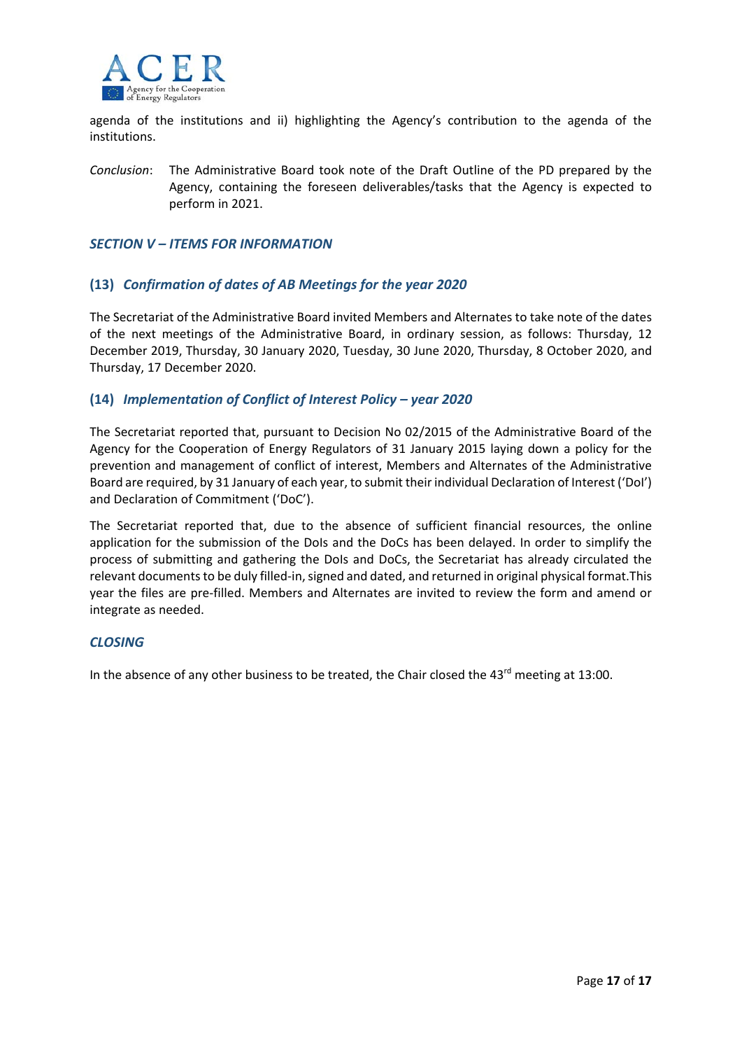agenda of the institutions and ii) highlighting the Agency's contribution to the agenda of the institutions.

*Conclusion*: The Administrative Board took note of the Draft Outline of the PD prepared by the Agency, containing the foreseen deliverables/tasks that the Agency is expected to perform in 2021.

### *SECTION V – ITEMS FOR INFORMATION*

### (13) *Confirmation of dates of AB Meetings for the year 2020*

The Secretariat of the Administrative Board invited Members and Alternates to take note of the dates of the next meetings of the Administrative Board, in ordinary session, as follows: Thursday, 12 December 2019, Thursday, 30 January 2020, Tuesday, 30 June 2020, Thursday, 8 October 2020, and Thursday, 17 December 2020.

### (14) *Implementation of Conflict of Interest Policy – year 2020*

The Secretariat reported that, pursuant to Decision No 02/2015 of the Administrative Board of the Agency for the Cooperation of Energy Regulators of 31 January 2015 laying down a policy for the prevention and management of conflict of interest, Members and Alternates of the Administrative Board are required, by 31 January of each year, to submit their individual Declaration of Interest ('DoI') and Declaration of Commitment ('DoC').

The Secretariat reported that, due to the absence of sufficient financial resources, the online application for the submission of the DoIs and the DoCs has been delayed. In order to simplify the process of submitting and gathering the DoIs and DoCs, the Secretariat has already circulated the relevant documents to be duly filled-in, signed and dated, and returned in original physical format.This year the files are pre-filled. Members and Alternates are invited to review the form and amend or integrate as needed.

### *CLOSING*

In the absence of any other business to be treated, the Chair closed the 43rd meeting at 13:00.